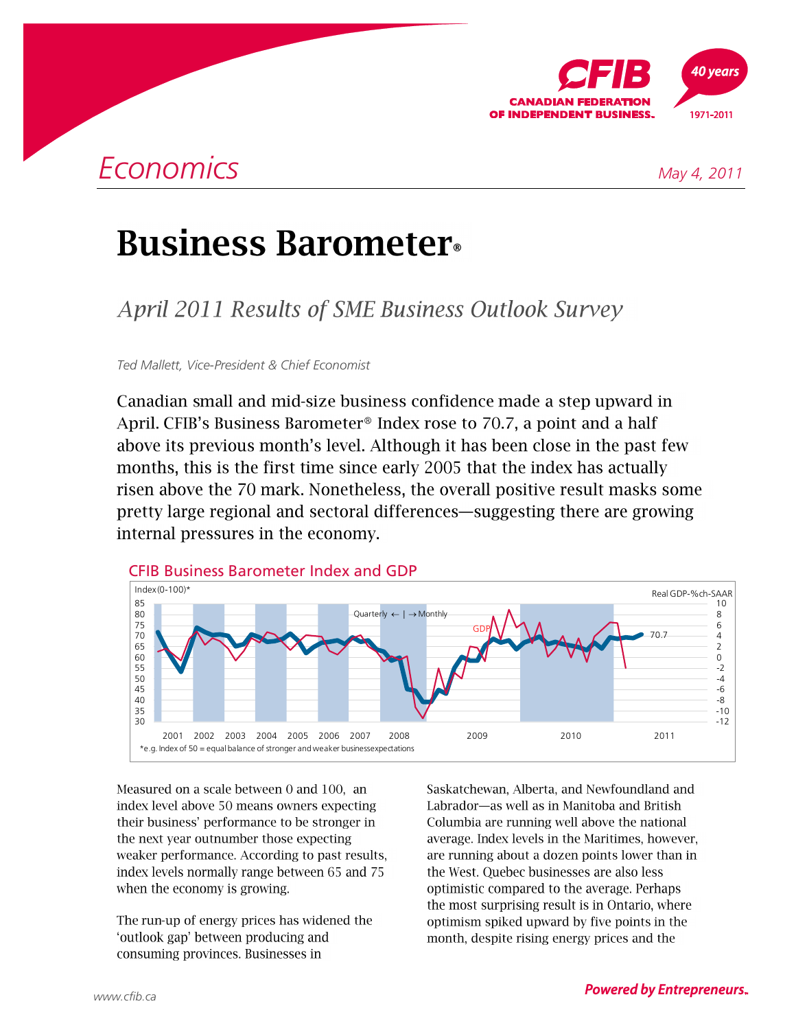# Economics

May 4, 2011

# Business Barometer®

## *April 2011 Results of SME Business Outlook Survey*

*Ted Mallett, Vice-President & Chief Economist*

Canadian small and mid-size business confidence made a step upward in April. CFIB's Business Barometer® Index rose to 70.7, a point and a half above its previous month's level. Although it has been close in the past few months, this is the first time since early 2005 that the index has actually risen above the 70 mark. Nonetheless, the overall positive result masks some pretty large regional and sectoral differences—suggesting there are growing internal pressures in the economy.

### CFIB Business Barometer Index and GDP

*e.g. Index of 50 = equal balance of stronger and weaker business expectations

Measured on a scale between 0 and 100, an index level above 50 means owners expecting their business' performance to be stronger in the next year outnumber those expecting weaker performance. According to past results, index levels normally range between 65 and 75 when the economy is growing.

The run-up of energy prices has widened the 'outlook gap' between producing and consuming provinces. Businesses in Saskatchewan, Alberta, and Newfoundland and Labrador—as well as in Manitoba and British Columbia are running well above the national average. Index levels in the Maritimes, however, are running about a dozen points lower than in the West. Quebec businesses are also less optimistic compared to the average. Perhaps the most surprising result is in Ontario, where optimism spiked upward by five points in the month, despite rising energy prices and the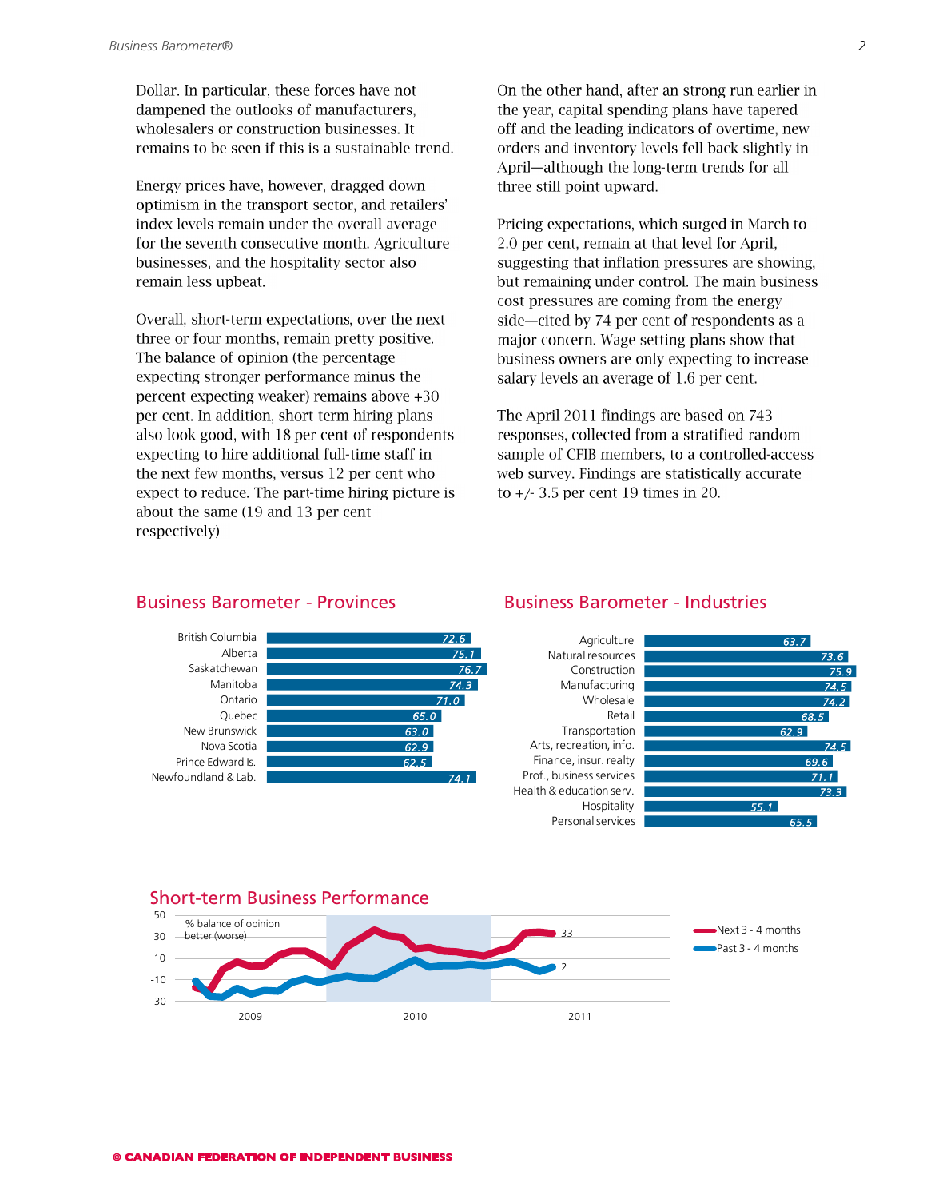Dollar. In particular, these forces have not dampened the outlooks of manufacturers, wholesalers or construction businesses. It remains to be seen if this is a sustainable trend.

Energy prices have, however, dragged down optimism in the transport sector, and retailers' index levels remain under the overall average for the seventh consecutive month. Agriculture businesses, and the hospitality sector also remain less upbeat.

Overall, short-term expectations, over the next three or four months, remain pretty positive. The balance of opinion (the percentage expecting stronger performance minus the percent expecting weaker) remains above +30 per cent. In addition, short term hiring plans also look good, with 18 per cent of respondents expecting to hire additional full-time staff in the next few months, versus 12 per cent who expect to reduce. The part-time hiring picture is about the same (19 and 13 per cent respectively)

On the other hand, after an strong run earlier in the year, capital spending plans have tapered off and the leading indicators of overtime, new orders and inventory levels fell back slightly in April—although the long-term trends for all three still point upward.

Pricing expectations, which surged in March to 2.0 per cent, remain at that level for April, suggesting that inflation pressures are showing, but remaining under control. The main business cost pressures are coming from the energy side—cited by 74 per cent of respondents as a major concern. Wage setting plans show that business owners are only expecting to increase salary levels an average of 1.6 per cent.

The April 2011 findings are based on 743 responses, collected from a stratified random sample of CFIB members, to a controlled-access web survey. Findings are statistically accurate to +/- 3.5 per cent 19 times in 20.

## Business Barometer - Provinces

| Province | Index |
|---|---|
| British Columbia | 72.6 |
| Alberta | 75.1 |
| Saskatchewan | 76.7 |
| Manitoba | 74.3 |
| Ontario | 71.0 |
| Quebec | 65.0 |
| New Brunswick | 63.0 |
| Nova Scotia | 62.9 |
| Prince Edward Is. | 62.5 |
| Newfoundland & Lab. | 74.1 |

## Business Barometer - Industries

| Industry | Index |
|---|---|
| Agriculture | 63.7 |
| Natural resources | 73.6 |
| Construction | 75.9 |
| Manufacturing | 74.5 |
| Wholesale | 74.2 |
| Retail | 68.5 |
| Transportation | 62.9 |
| Arts, recreation, info. | 74.5 |
| Finance, insur. realty | 69.6 |
| Prof., business services | 71.1 |
| Health & education serv. | 73.3 |
| Hospitality | 55.1 |
| Personal services | 65.5 |

## Short-term Business Performance

% balance of opinion better (worse)

Next 3 - 4 months: 33
Past 3 - 4 months: 2

2009 2010 2011

© CANADIAN FEDERATION OF INDEPENDENT BUSINESS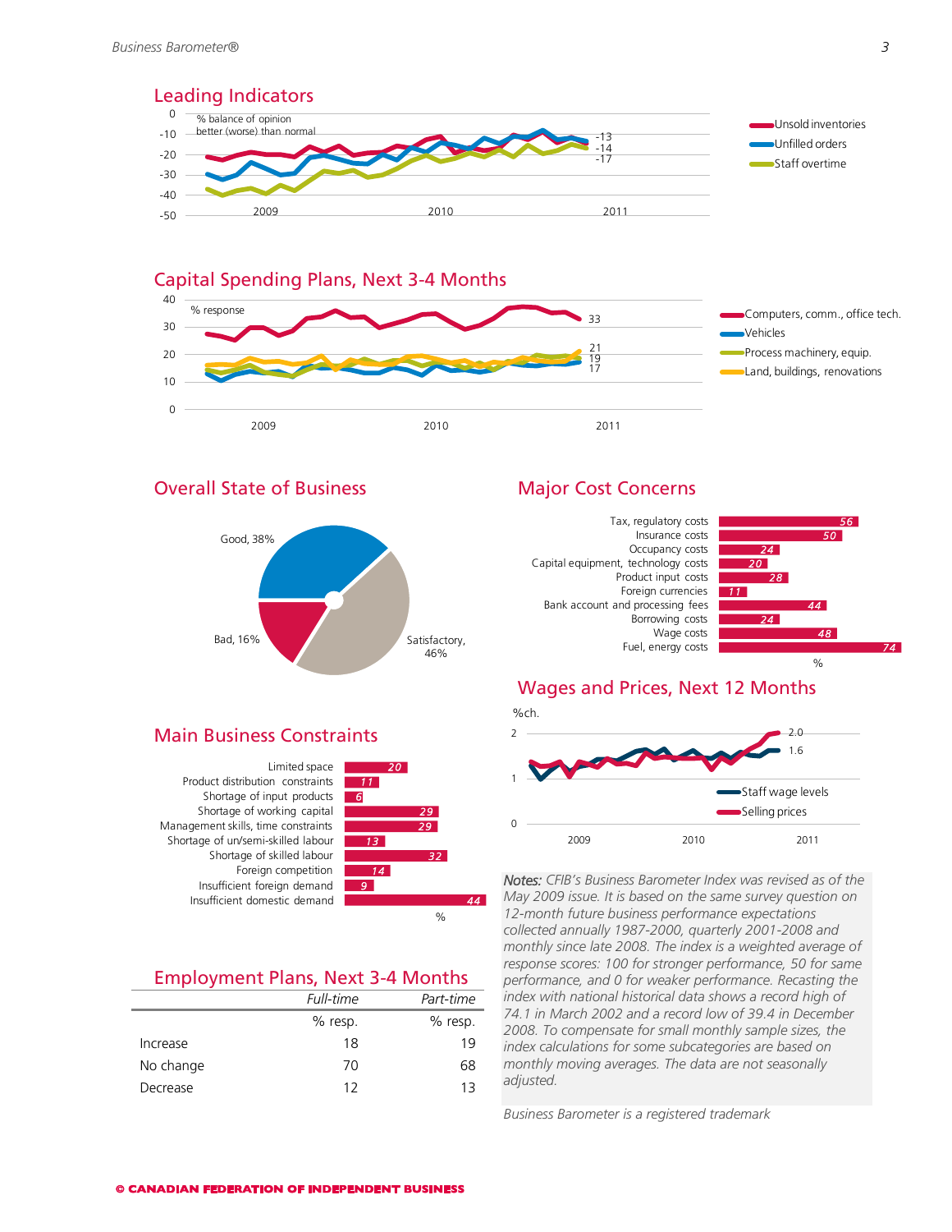## Leading Indicators

% balance of opinion better (worse) than normal

0
-10
-20
-30
-40
-50

2009 2010 2011

-13
-14
-17

Unsold inventories
Unfilled orders
Staff overtime

## Capital Spending Plans, Next 3-4 Months

% response

40
30
20
10
0

2009 2010 2011

33
21
19
17

Computers, comm., office tech.
Vehicles
Process machinery, equip.
Land, buildings, renovations

## Overall State of Business

Good, 38%
Satisfactory, 46%
Bad, 16%

## Major Cost Concerns

Tax, regulatory costs 56
Insurance costs 50
Occupancy costs 24
Capital equipment, technology costs 20
Product input costs 28
Foreign currencies 11
Bank account and processing fees 44
Borrowing costs 24
Wage costs 48
Fuel, energy costs 74

%

## Main Business Constraints

Limited space 20
Product distribution constraints 11
Shortage of input products 6
Shortage of working capital 29
Management skills, time constraints 29
Shortage of un/semi-skilled labour 13
Shortage of skilled labour 32
Foreign competition 14
Insufficient foreign demand 9
Insufficient domestic demand 44

%

## Wages and Prices, Next 12 Months

%ch.

2
1
0

2009 2010 2011

2.0
1.6

Staff wage levels
Selling prices

## Employment Plans, Next 3-4 Months

| | *Full-time* | *Part-time* |
|---|---|---|
| | % resp. | % resp. |
| Increase | 18 | 19 |
| No change | 70 | 68 |
| Decrease | 12 | 13 |

***Notes:*** *CFIB's Business Barometer Index was revised as of the May 2009 issue. It is based on the same survey question on 12-month future business performance expectations collected annually 1987-2000, quarterly 2001-2008 and monthly since late 2008. The index is a weighted average of response scores: 100 for stronger performance, 50 for same performance, and 0 for weaker performance. Recasting the index with national historical data shows a record high of 74.1 in March 2002 and a record low of 39.4 in December 2008. To compensate for small monthly sample sizes, the index calculations for some subcategories are based on monthly moving averages. The data are not seasonally adjusted.*

*Business Barometer is a registered trademark*

© CANADIAN FEDERATION OF INDEPENDENT BUSINESS